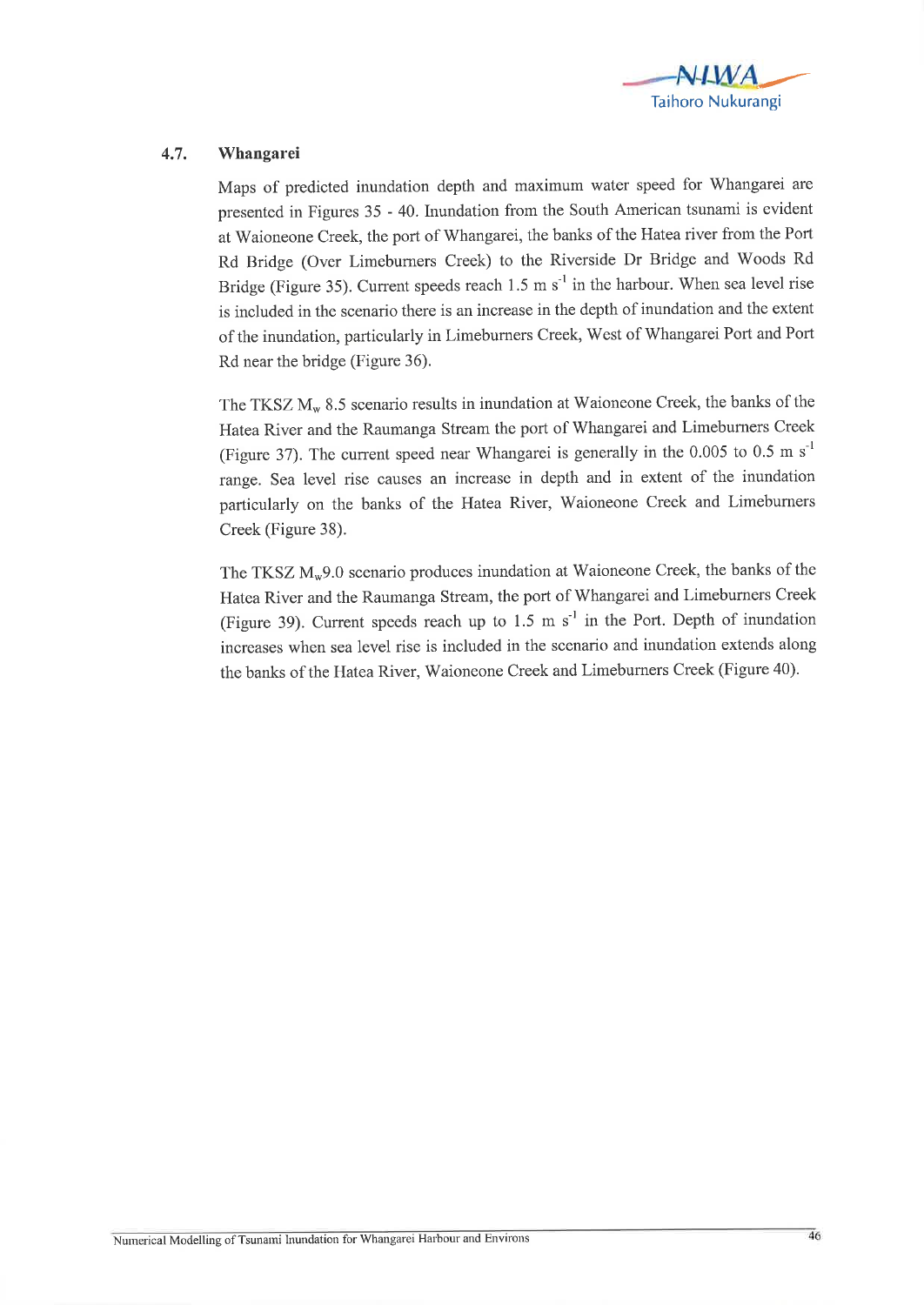## 4.7. Whangarei

Maps of predicted inundation depth and maximum water speed for Whangarei are presented in Figures 35 - 40. Inundation from the South American tsunami is evident at Waioneone Creek, the port of Whangarei, the banks of the Hatea river from the Port Rd Bridge (Over Limeburners Creek) to the Riverside Dr Bridge and Woods Rd Bridge (Figure 35). Current speeds reach 1.5 m $s^{-1}$ in the harbour. When sea level rise is included in the scenario there is an increase in the depth of inundation and the extent of the inundation, particularly in Limeburners Creek, West of Whangarei Port and Port Rd near the bridge (Figure 36).

The TKSZ $M_w$ 8.5 scenario results in inundation at Waioneone Creek, the banks of the Hatea River and the Raumanga Stream the port of Whangarei and Limeburners Creek (Figure 37). The current speed near Whangarei is generally in the 0.005 to 0.5 m $s^{-1}$ range. Sea level rise causes an increase in depth and in extent of the inundation particularly on the banks of the Hatea River, Waioneone Creek and Limeburners Creek (Figure 38).

The TKSZ $M_w$9.0 scenario produces inundation at Waioneone Creek, the banks of the Hatea River and the Raumanga Stream, the port of Whangarei and Limeburners Creek (Figure 39). Current speeds reach up to 1.5 m $s^{-1}$ in the Port. Depth of inundation increases when sea level rise is included in the scenario and inundation extends along the banks of the Hatea River, Waioneone Creek and Limeburners Creek (Figure 40).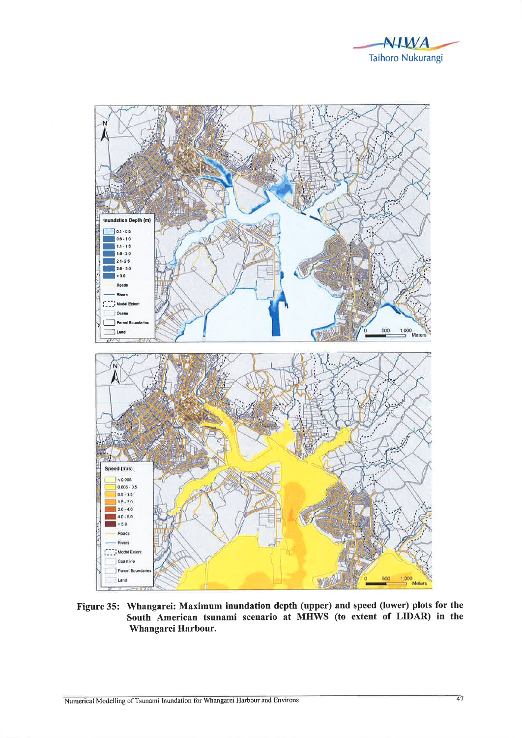**Figure 35: Whangarei: Maximum inundation depth (upper) and speed (lower) plots for the South American tsunami scenario at MHWS (to extent of LIDAR) in the Whangarei Harbour.**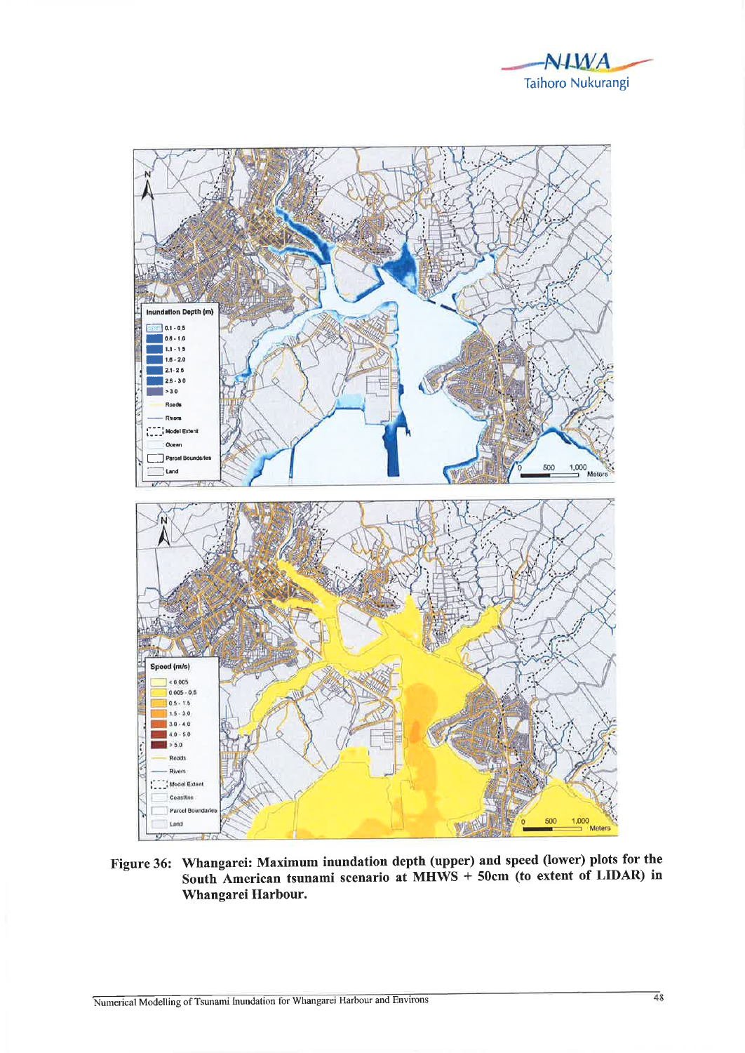**Figure 36: Whangarei: Maximum inundation depth (upper) and speed (lower) plots for the South American tsunami scenario at MHWS + 50cm (to extent of LIDAR) in Whangarei Harbour.**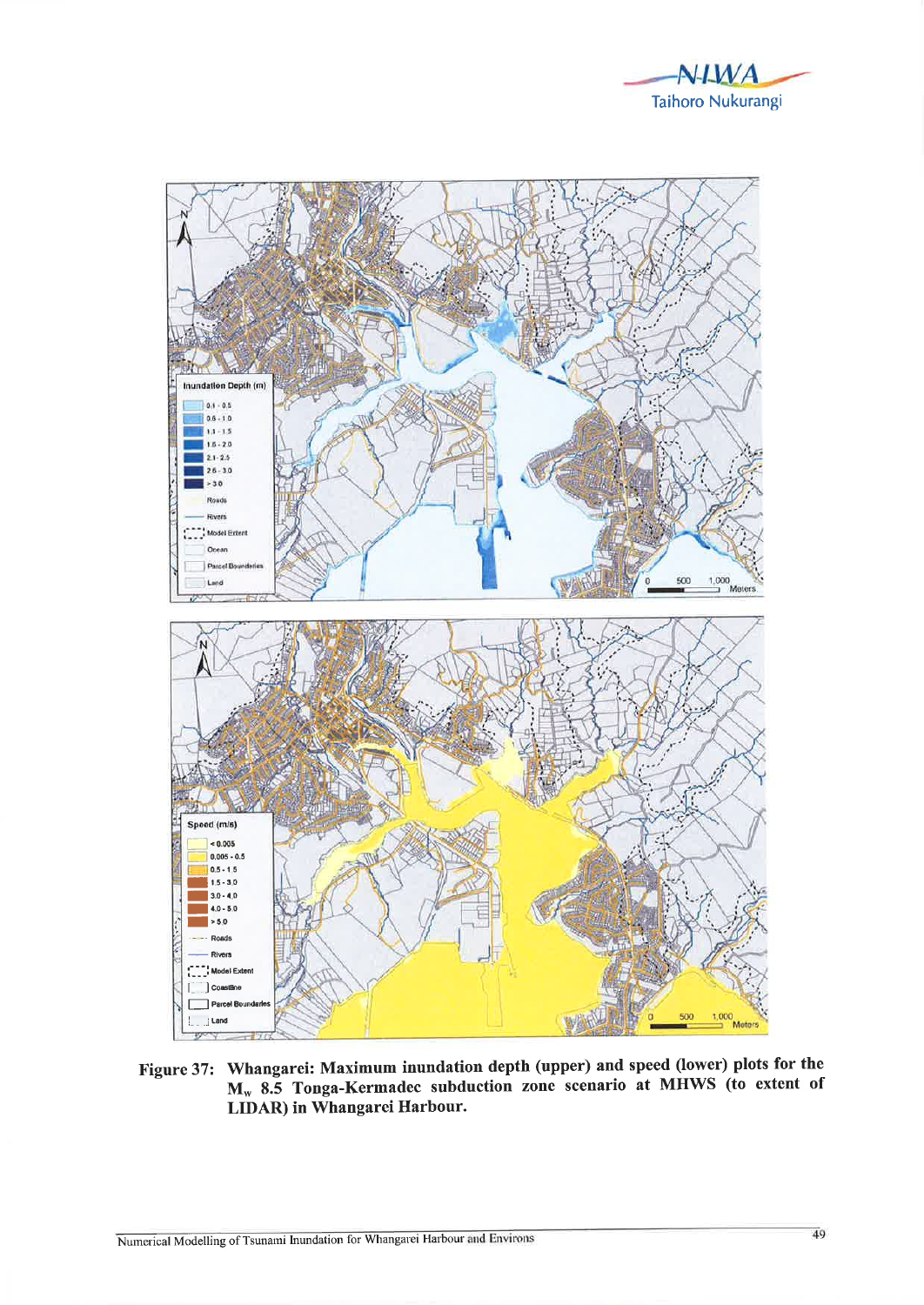**Figure 37: Whangarei: Maximum inundation depth (upper) and speed (lower) plots for the $M_w$ 8.5 Tonga-Kermadec subduction zone scenario at MHWS (to extent of LIDAR) in Whangarei Harbour.**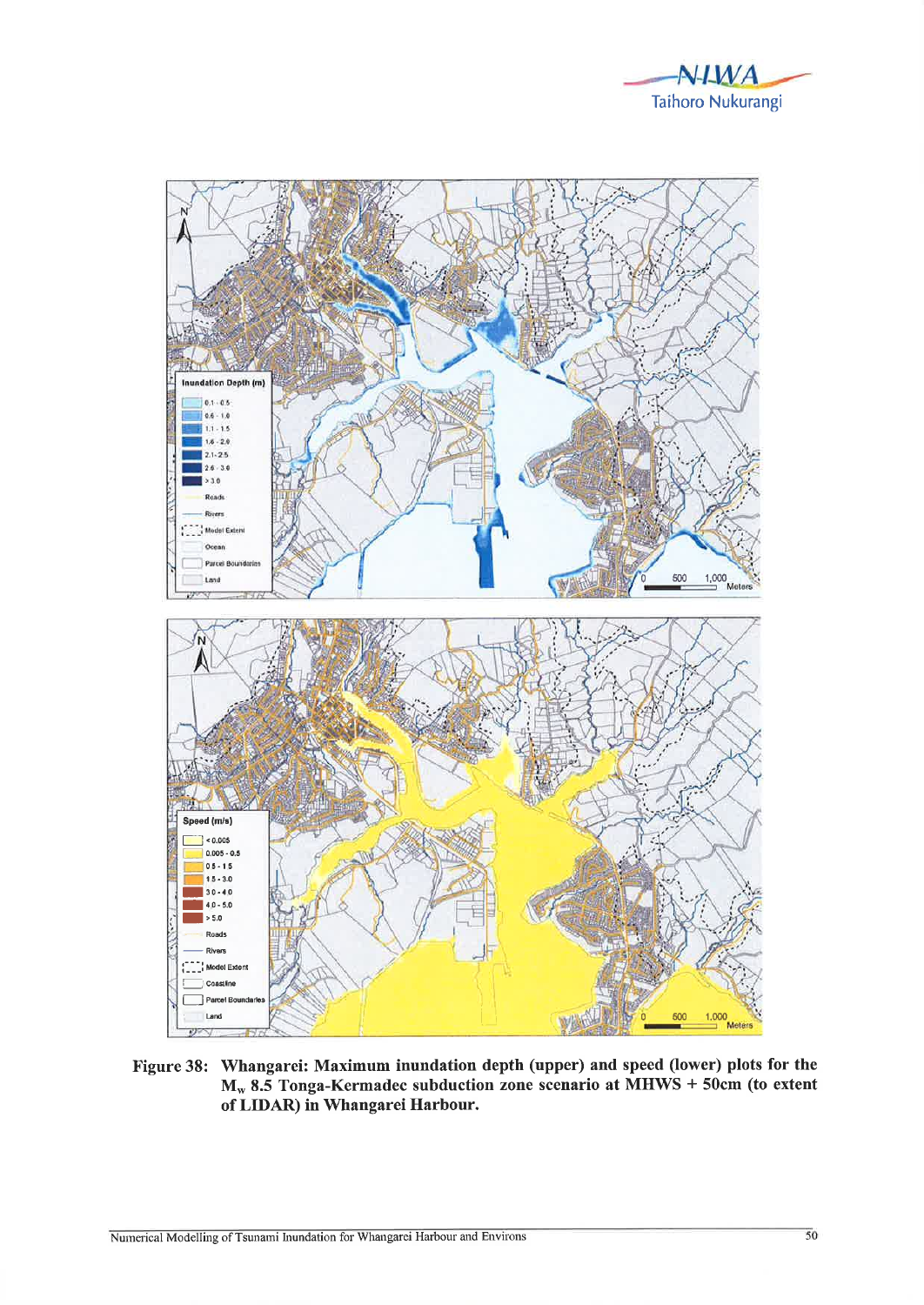**Figure 38: Whangarei: Maximum inundation depth (upper) and speed (lower) plots for the $M_w$ 8.5 Tonga-Kermadec subduction zone scenario at MHWS + 50cm (to extent of LIDAR) in Whangarei Harbour.**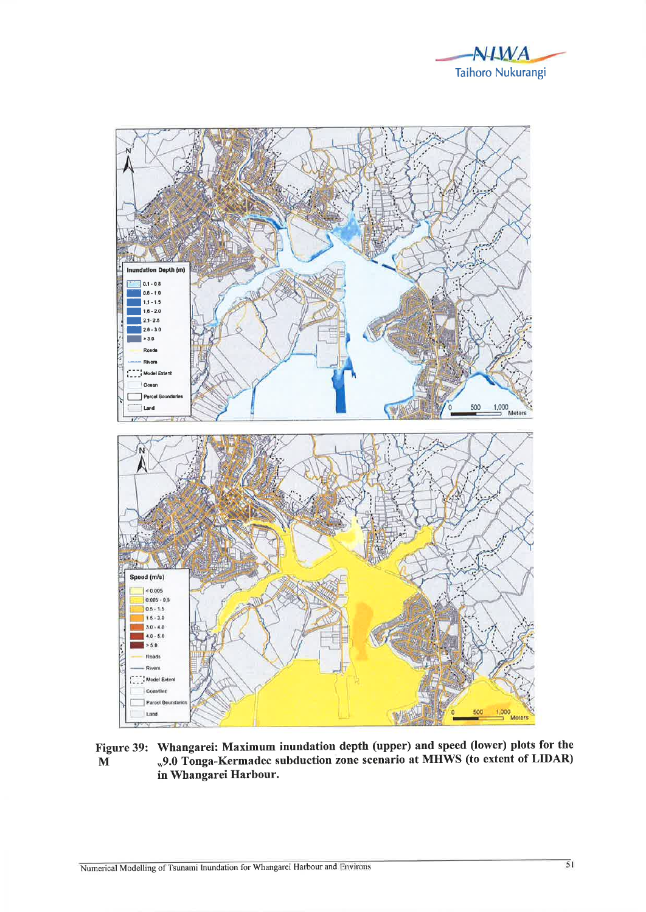Figure 39: Whangarei: Maximum inundation depth (upper) and speed (lower) plots for the $M_w$9.0 Tonga-Kermadec subduction zone scenario at MHWS (to extent of LIDAR) in Whangarei Harbour.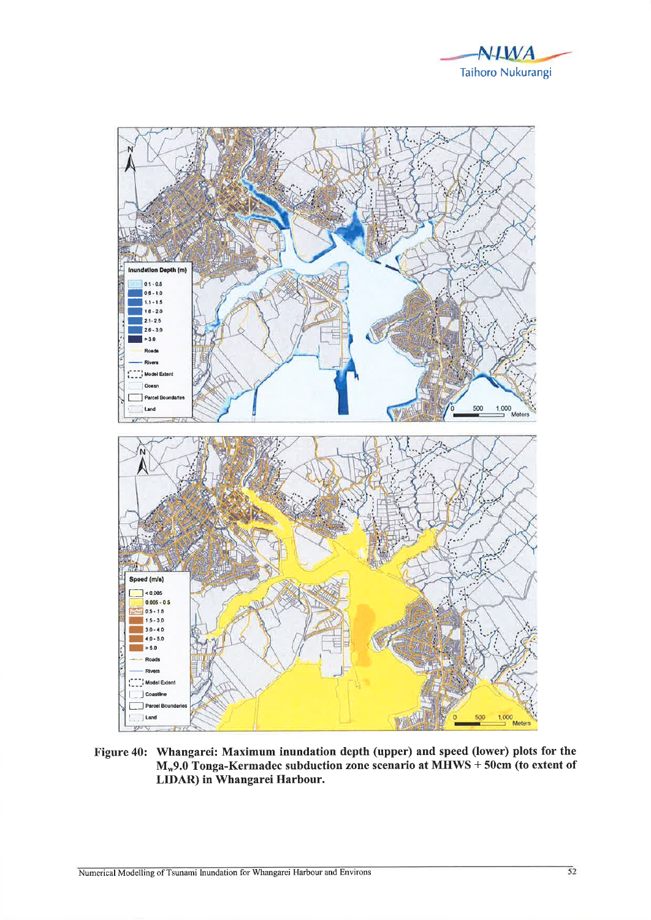N
Inundation Depth (m)
0.1 - 0.5
0.6 - 1.0
1.1 - 1.5
1.6 - 2.0
2.1 - 2.5
2.6 - 3.0
> 3.0
Roads
Rivers
Model Extent
Ocean
Parcel Boundaries
Land
0 500 1,000 Meters

N
Speed (m/s)
< 0.005
0.005 - 0.5
0.5 - 1.5
1.5 - 3.0
3.0 - 4.0
4.0 - 5.0
> 5.0
Roads
Rivers
Model Extent
Coastline
Parcel Boundaries
Land
0 500 1,000 Meters

**Figure 40: Whangarei: Maximum inundation depth (upper) and speed (lower) plots for the $M_w$9.0 Tonga-Kermadec subduction zone scenario at MHWS + 50cm (to extent of LIDAR) in Whangarei Harbour.**